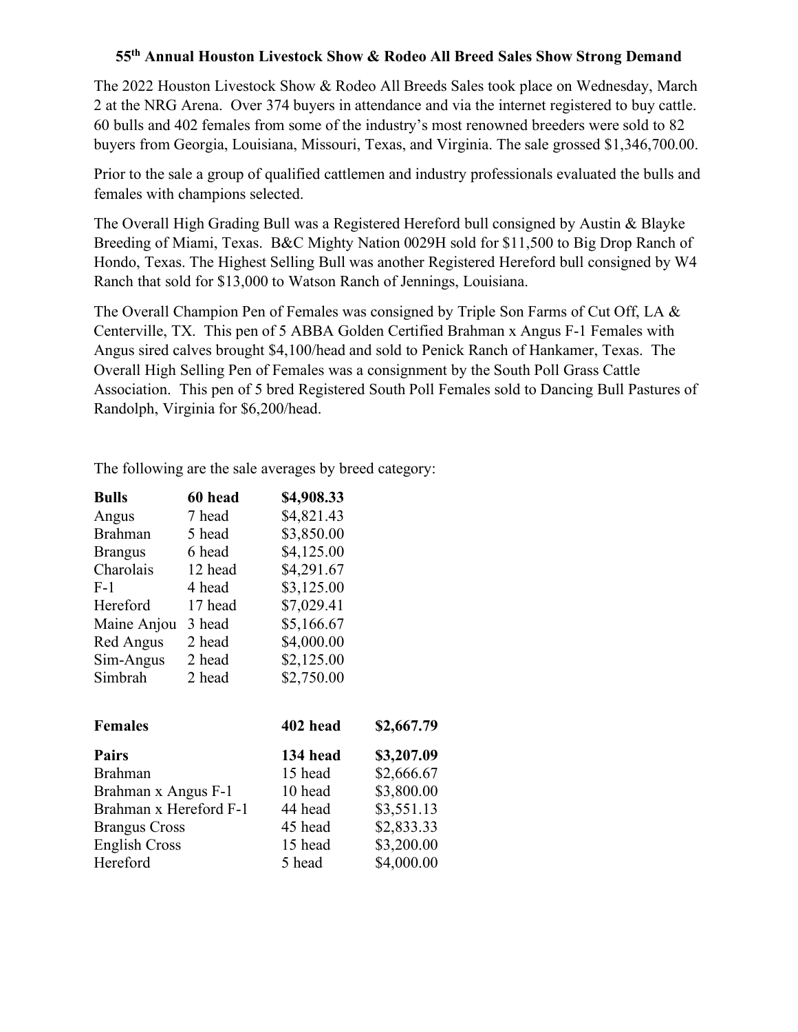# 55th Annual Houston Livestock Show & Rodeo All Breed Sales Show Strong Demand

The 2022 Houston Livestock Show & Rodeo All Breeds Sales took place on Wednesday, March 2 at the NRG Arena. Over 374 buyers in attendance and via the internet registered to buy cattle. 60 bulls and 402 females from some of the industry's most renowned breeders were sold to 82 buyers from Georgia, Louisiana, Missouri, Texas, and Virginia. The sale grossed $1,346,700.00.

Prior to the sale a group of qualified cattlemen and industry professionals evaluated the bulls and females with champions selected.

The Overall High Grading Bull was a Registered Hereford bull consigned by Austin & Blayke Breeding of Miami, Texas. B&C Mighty Nation 0029H sold for $11,500 to Big Drop Ranch of Hondo, Texas. The Highest Selling Bull was another Registered Hereford bull consigned by W4 Ranch that sold for $13,000 to Watson Ranch of Jennings, Louisiana.

The Overall Champion Pen of Females was consigned by Triple Son Farms of Cut Off, LA & Centerville, TX. This pen of 5 ABBA Golden Certified Brahman x Angus F-1 Females with Angus sired calves brought $4,100/head and sold to Penick Ranch of Hankamer, Texas. The Overall High Selling Pen of Females was a consignment by the South Poll Grass Cattle Association. This pen of 5 bred Registered South Poll Females sold to Dancing Bull Pastures of Randolph, Virginia for $6,200/head.

The following are the sale averages by breed category:

| **Bulls** | **60 head** | **$4,908.33** |
|---|---|---|
| Angus | 7 head | $4,821.43 |
| Brahman | 5 head | $3,850.00 |
| Brangus | 6 head | $4,125.00 |
| Charolais | 12 head | $4,291.67 |
| F-1 | 4 head | $3,125.00 |
| Hereford | 17 head | $7,029.41 |
| Maine Anjou | 3 head | $5,166.67 |
| Red Angus | 2 head | $4,000.00 |
| Sim-Angus | 2 head | $2,125.00 |
| Simbrah | 2 head | $2,750.00 |

| **Females** | **402 head** | **$2,667.79** |
|---|---|---|
| **Pairs** | **134 head** | **$3,207.09** |
| Brahman | 15 head | $2,666.67 |
| Brahman x Angus F-1 | 10 head | $3,800.00 |
| Brahman x Hereford F-1 | 44 head | $3,551.13 |
| Brangus Cross | 45 head | $2,833.33 |
| English Cross | 15 head | $3,200.00 |
| Hereford | 5 head | $4,000.00 |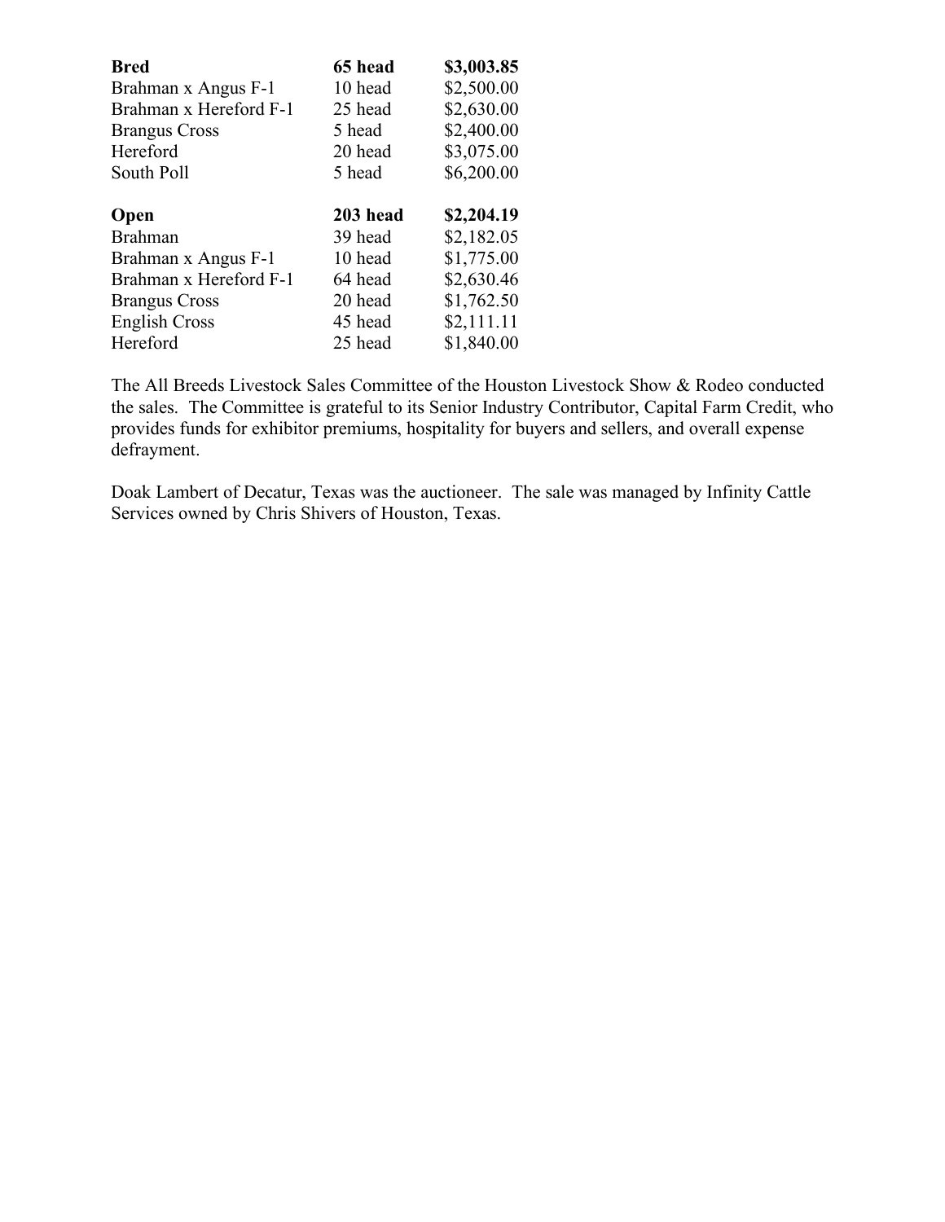| | | |
|---|---|---|
| **Bred** | **65 head** | **$3,003.85** |
| Brahman x Angus F-1 | 10 head | $2,500.00 |
| Brahman x Hereford F-1 | 25 head | $2,630.00 |
| Brangus Cross | 5 head | $2,400.00 |
| Hereford | 20 head | $3,075.00 |
| South Poll | 5 head | $6,200.00 |
| **Open** | **203 head** | **$2,204.19** |
| Brahman | 39 head | $2,182.05 |
| Brahman x Angus F-1 | 10 head | $1,775.00 |
| Brahman x Hereford F-1 | 64 head | $2,630.46 |
| Brangus Cross | 20 head | $1,762.50 |
| English Cross | 45 head | $2,111.11 |
| Hereford | 25 head | $1,840.00 |

The All Breeds Livestock Sales Committee of the Houston Livestock Show & Rodeo conducted the sales. The Committee is grateful to its Senior Industry Contributor, Capital Farm Credit, who provides funds for exhibitor premiums, hospitality for buyers and sellers, and overall expense defrayment.

Doak Lambert of Decatur, Texas was the auctioneer. The sale was managed by Infinity Cattle Services owned by Chris Shivers of Houston, Texas.